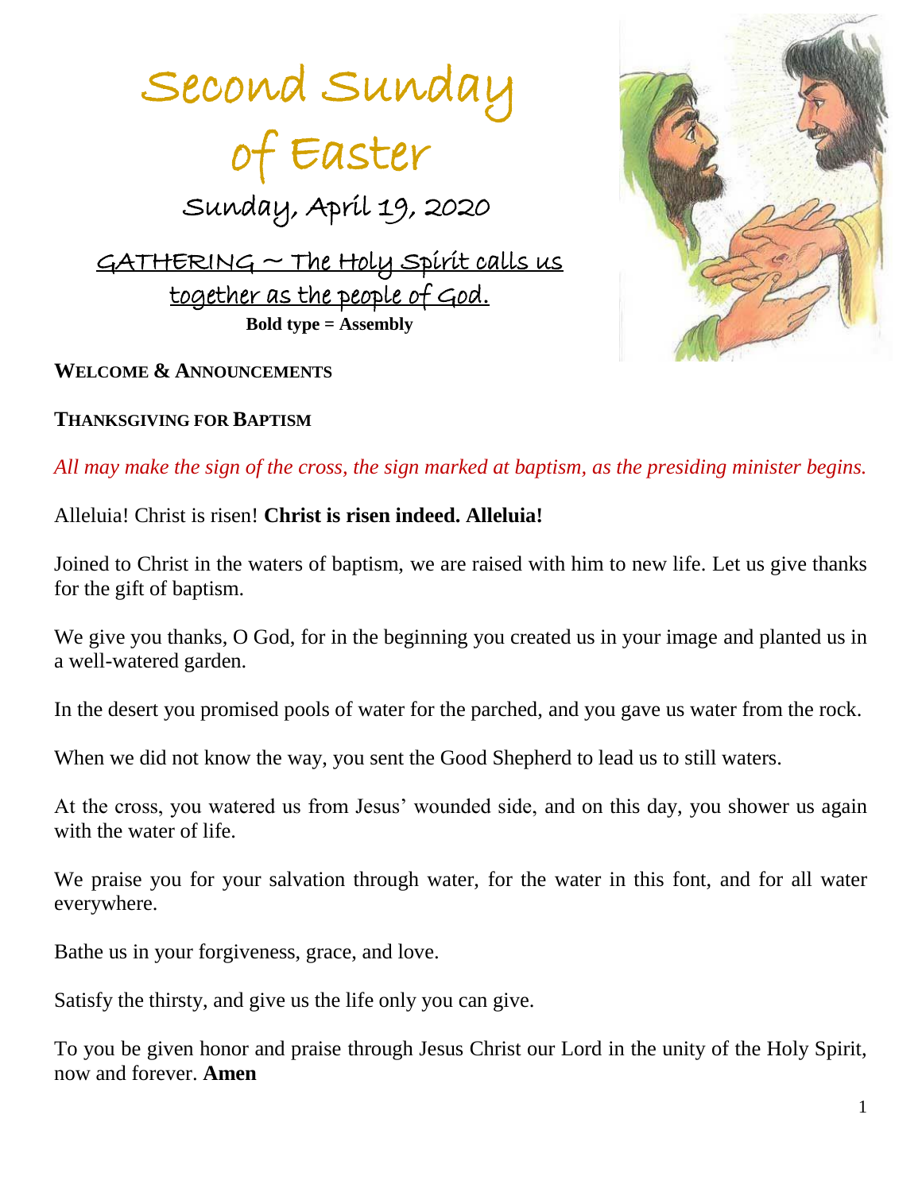# Second Sunday of Easter

## Sunday, April 19, 2020

## GATHERING ~ The Holy Spirit calls us together as the people of God.

**Bold type = Assembly**

**WELCOME & ANNOUNCEMENTS**

**THANKSGIVING FOR BAPTISM**

*All may make the sign of the cross, the sign marked at baptism, as the presiding minister begins.*

Alleluia! Christ is risen! **Christ is risen indeed. Alleluia!**

Joined to Christ in the waters of baptism, we are raised with him to new life. Let us give thanks for the gift of baptism.

We give you thanks, O God, for in the beginning you created us in your image and planted us in a well-watered garden.

In the desert you promised pools of water for the parched, and you gave us water from the rock.

When we did not know the way, you sent the Good Shepherd to lead us to still waters.

At the cross, you watered us from Jesus' wounded side, and on this day, you shower us again with the water of life.

We praise you for your salvation through water, for the water in this font, and for all water everywhere.

Bathe us in your forgiveness, grace, and love.

Satisfy the thirsty, and give us the life only you can give.

To you be given honor and praise through Jesus Christ our Lord in the unity of the Holy Spirit, now and forever. **Amen**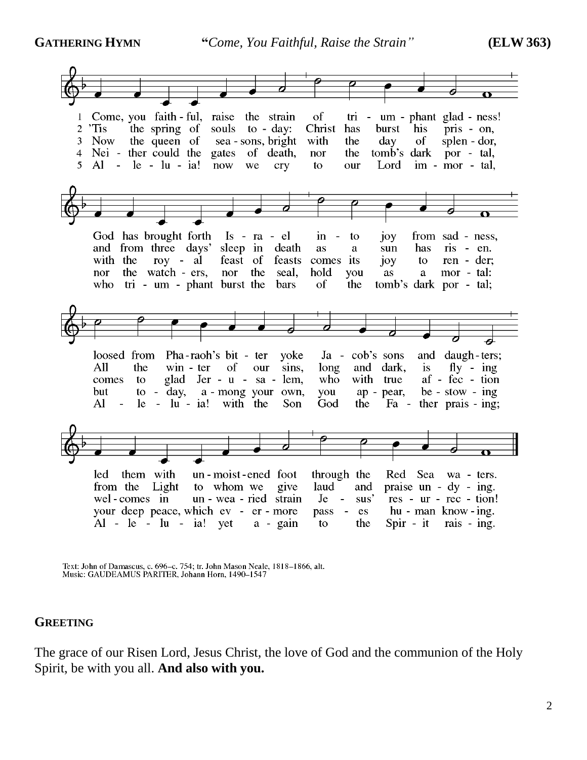**GATHERING HYMN** *"Come, You Faithful, Raise the Strain"* **(ELW 363)**

1 Come, you faithful, raise the strain of triumphant gladness! God has brought forth Israel into joy from sadness, loosed from Pharaoh's bitter yoke Jacob's sons and daughters; led them with unmoistened foot through the Red Sea waters.

2 'Tis the spring of souls today: Christ has burst his prison, and from three days' sleep in death as a sun has risen. All the winter of our sins, long and dark, is flying from the Light to whom we give laud and praise undying.

3 Now the queen of seasons, bright with the day of splendor, with the royal feast of feasts comes its joy to render; comes to glad Jerusalem, who with true affection welcomes in unwearied strain Jesus' resurrection!

4 Neither could the gates of death, nor the tomb's dark portal, nor the watchers, nor the seal, hold you as a mortal: but today, among your own, you appear, bestowing your deep peace, which evermore passes human knowing.

5 Alleluia! now we cry to our Lord immortal, who triumphant burst the bars of the tomb's dark portal; Alleluia! with the Son God the Father praising; Alleluia! yet again to the Spirit raising.

Text: John of Damascus, c. 696–c. 754; tr. John Mason Neale, 1818–1866, alt.
Music: GAUDEAMUS PARITER, Johann Horn, 1490–1547

**GREETING**

The grace of our Risen Lord, Jesus Christ, the love of God and the communion of the Holy Spirit, be with you all. **And also with you.**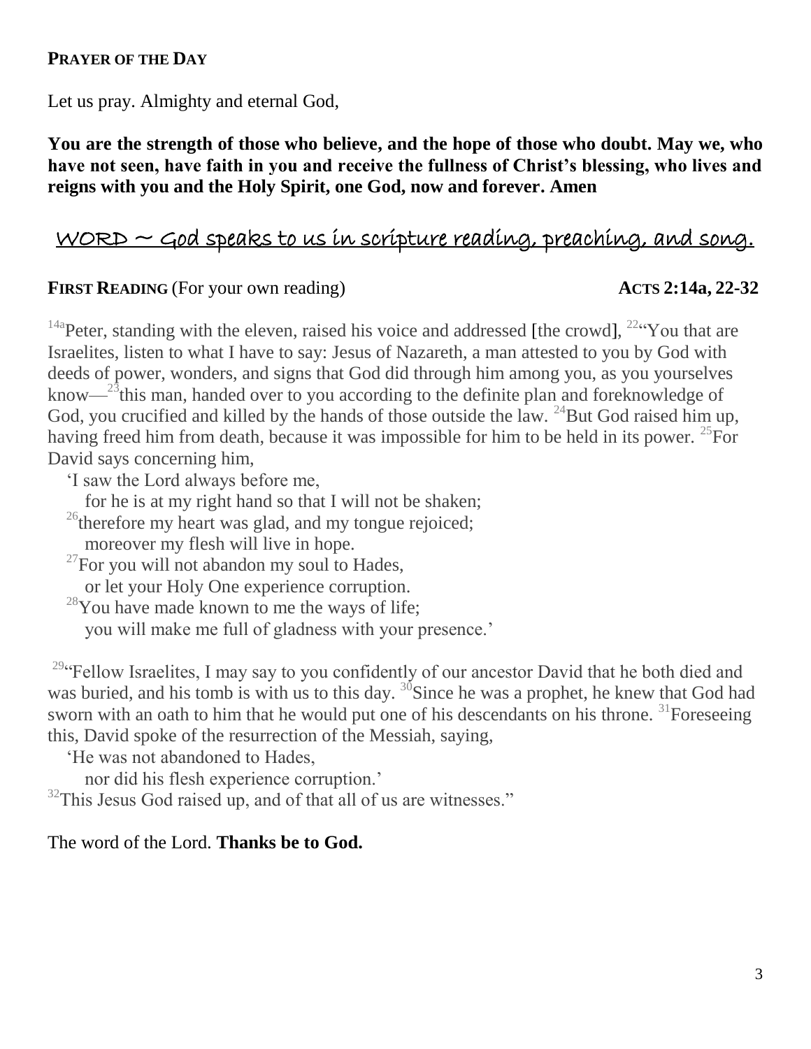**PRAYER OF THE DAY**

Let us pray. Almighty and eternal God,

**You are the strength of those who believe, and the hope of those who doubt. May we, who have not seen, have faith in you and receive the fullness of Christ's blessing, who lives and reigns with you and the Holy Spirit, one God, now and forever. Amen**

## WORD ~ God speaks to us in scripture reading, preaching, and song.

**FIRST READING** (For your own reading) **ACTS 2:14a, 22-32**

[14a]Peter, standing with the eleven, raised his voice and addressed [the crowd], [22]"You that are Israelites, listen to what I have to say: Jesus of Nazareth, a man attested to you by God with deeds of power, wonders, and signs that God did through him among you, as you yourselves know—[23]this man, handed over to you according to the definite plan and foreknowledge of God, you crucified and killed by the hands of those outside the law. [24]But God raised him up, having freed him from death, because it was impossible for him to be held in its power. [25]For David says concerning him,

'I saw the Lord always before me,
for he is at my right hand so that I will not be shaken;
[26]therefore my heart was glad, and my tongue rejoiced;
moreover my flesh will live in hope.
[27]For you will not abandon my soul to Hades,
or let your Holy One experience corruption.
[28]You have made known to me the ways of life;
you will make me full of gladness with your presence.'

[29]"Fellow Israelites, I may say to you confidently of our ancestor David that he both died and was buried, and his tomb is with us to this day. [30]Since he was a prophet, he knew that God had sworn with an oath to him that he would put one of his descendants on his throne. [31]Foreseeing this, David spoke of the resurrection of the Messiah, saying,

'He was not abandoned to Hades,
nor did his flesh experience corruption.'

[32]This Jesus God raised up, and of that all of us are witnesses."

The word of the Lord. **Thanks be to God.**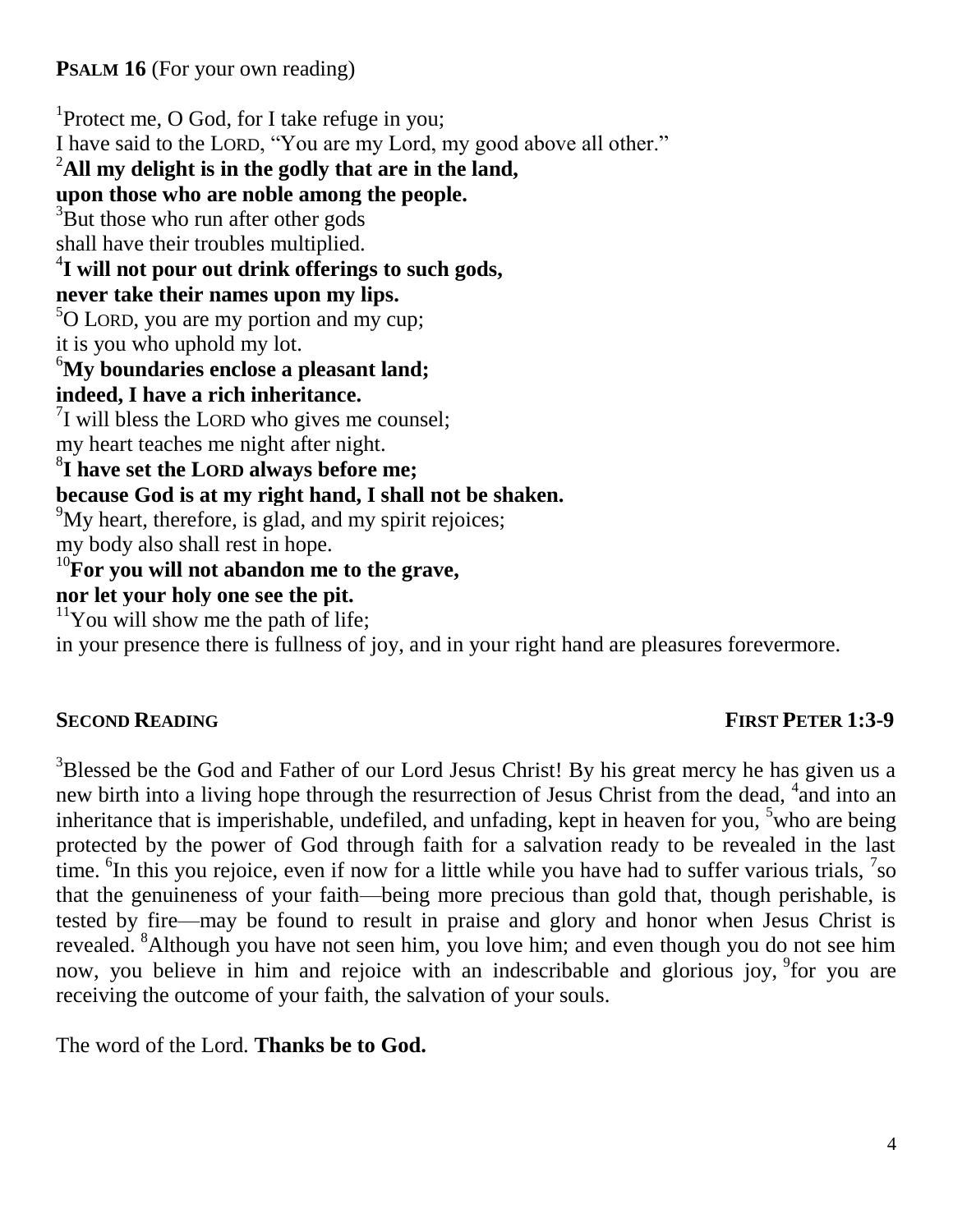**PSALM 16** (For your own reading)

[1]Protect me, O God, for I take refuge in you;
I have said to the LORD, "You are my Lord, my good above all other."
[2]**All my delight is in the godly that are in the land,**
**upon those who are noble among the people.**
[3]But those who run after other gods
shall have their troubles multiplied.
[4]**I will not pour out drink offerings to such gods,**
**never take their names upon my lips.**
[5]O LORD, you are my portion and my cup;
it is you who uphold my lot.
[6]**My boundaries enclose a pleasant land;**
**indeed, I have a rich inheritance.**
[7]I will bless the LORD who gives me counsel;
my heart teaches me night after night.
[8]**I have set the LORD always before me;**
**because God is at my right hand, I shall not be shaken.**
[9]My heart, therefore, is glad, and my spirit rejoices;
my body also shall rest in hope.
[10]**For you will not abandon me to the grave,**
**nor let your holy one see the pit.**
[11]You will show me the path of life;
in your presence there is fullness of joy, and in your right hand are pleasures forevermore.

**SECOND READING** **FIRST PETER 1:3-9**

[3]Blessed be the God and Father of our Lord Jesus Christ! By his great mercy he has given us a new birth into a living hope through the resurrection of Jesus Christ from the dead, [4]and into an inheritance that is imperishable, undefiled, and unfading, kept in heaven for you, [5]who are being protected by the power of God through faith for a salvation ready to be revealed in the last time. [6]In this you rejoice, even if now for a little while you have had to suffer various trials, [7]so that the genuineness of your faith—being more precious than gold that, though perishable, is tested by fire—may be found to result in praise and glory and honor when Jesus Christ is revealed. [8]Although you have not seen him, you love him; and even though you do not see him now, you believe in him and rejoice with an indescribable and glorious joy, [9]for you are receiving the outcome of your faith, the salvation of your souls.

The word of the Lord. **Thanks be to God.**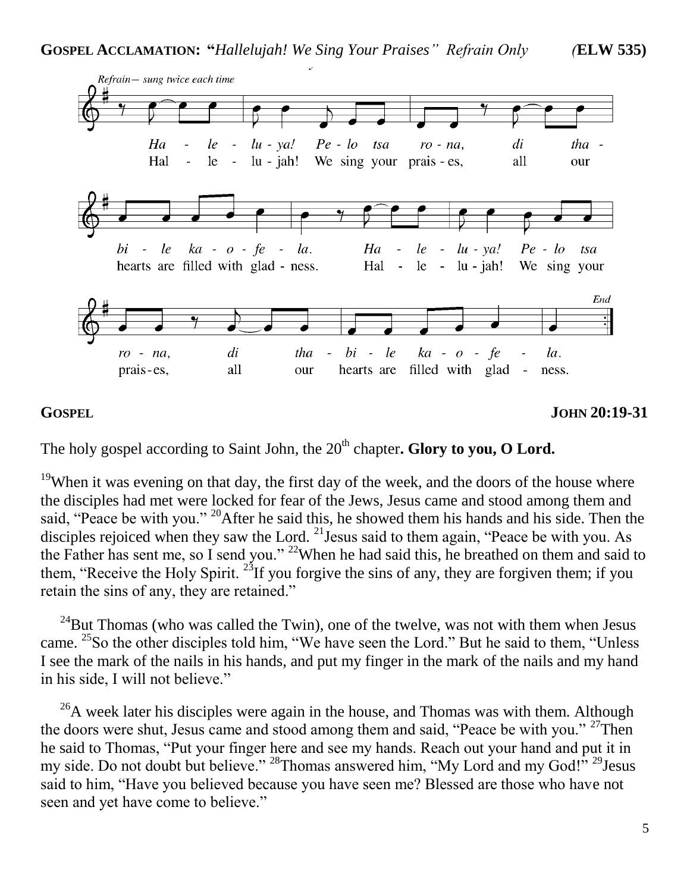**GOSPEL ACCLAMATION: "*Hallelujah! We Sing Your Praises" Refrain Only*** **(ELW 535)**

*Refrain— sung twice each time*

*Ha - le - lu - ya! Pe - lo tsa ro - na, di tha - bi - le ka - o - fe - la. Ha - le - lu - ya! Pe - lo tsa ro - na, di tha - bi - le ka - o - fe - la.*

Hal - le - lu - jah! We sing your prais - es, all our hearts are filled with glad - ness. Hal - le - lu - jah! We sing your prais - es, all our hearts are filled with glad - ness.

*End*

**GOSPEL** **JOHN 20:19-31**

The holy gospel according to Saint John, the 20th chapter**. Glory to you, O Lord.**

19When it was evening on that day, the first day of the week, and the doors of the house where the disciples had met were locked for fear of the Jews, Jesus came and stood among them and said, "Peace be with you." 20After he said this, he showed them his hands and his side. Then the disciples rejoiced when they saw the Lord. 21Jesus said to them again, "Peace be with you. As the Father has sent me, so I send you." 22When he had said this, he breathed on them and said to them, "Receive the Holy Spirit. 23If you forgive the sins of any, they are forgiven them; if you retain the sins of any, they are retained."

24But Thomas (who was called the Twin), one of the twelve, was not with them when Jesus came. 25So the other disciples told him, "We have seen the Lord." But he said to them, "Unless I see the mark of the nails in his hands, and put my finger in the mark of the nails and my hand in his side, I will not believe."

26A week later his disciples were again in the house, and Thomas was with them. Although the doors were shut, Jesus came and stood among them and said, "Peace be with you." 27Then he said to Thomas, "Put your finger here and see my hands. Reach out your hand and put it in my side. Do not doubt but believe." 28Thomas answered him, "My Lord and my God!" 29Jesus said to him, "Have you believed because you have seen me? Blessed are those who have not seen and yet have come to believe."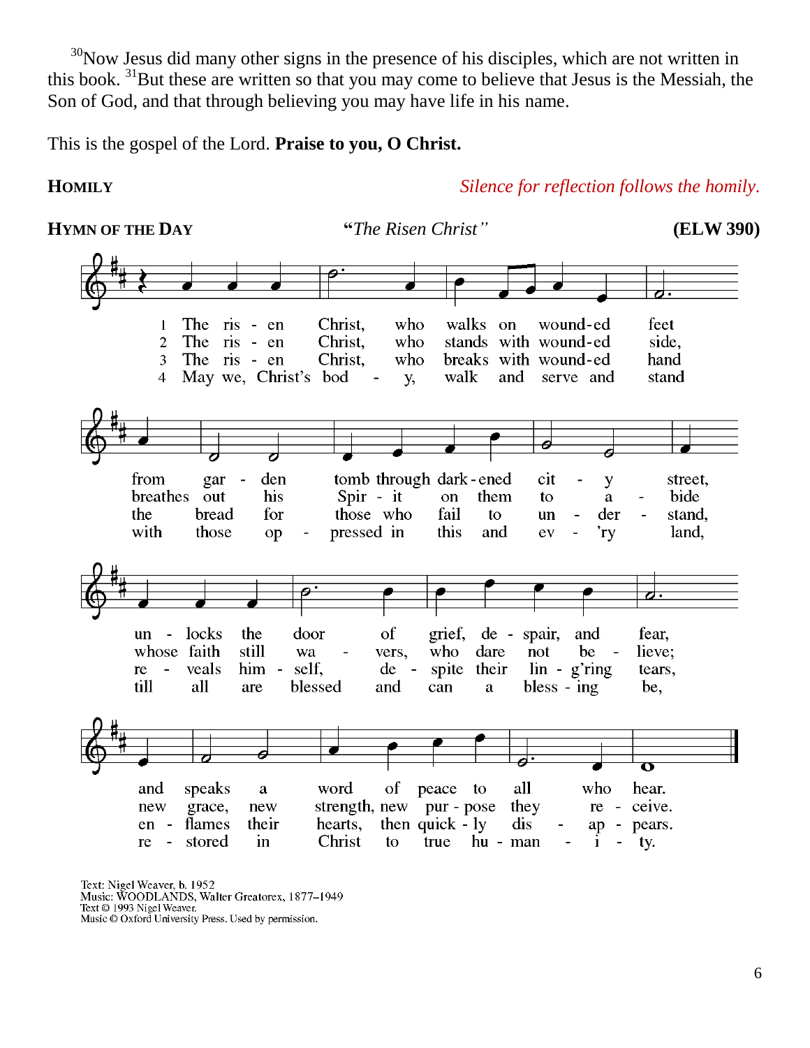[30]Now Jesus did many other signs in the presence of his disciples, which are not written in this book. [31]But these are written so that you may come to believe that Jesus is the Messiah, the Son of God, and that through believing you may have life in his name.

This is the gospel of the Lord. **Praise to you, O Christ.**

**HOMILY** *Silence for reflection follows the homily.*

**HYMN OF THE DAY** "*The Risen Christ*" **(ELW 390)**

1 The risen Christ, who walks on wounded feet from garden tomb through darkened city street, unlocks the door of grief, despair, and fear, and speaks a word of peace to all who hear.

2 The risen Christ, who stands with wounded side, breathes out his Spirit on them to abide, whose faith still wavers, who dare not believe; new grace, new strength, new purpose they receive.

3 The risen Christ, who breaks with wounded hand the bread for those who fail to understand, reveals himself, despite their lingering tears, enflames their hearts, then quickly disappears.

4 May we, Christ's body, walk and serve and stand with those oppressed in this and every land, till all are blessed and can a blessing be, restored in Christ to true humanity.

Text: Nigel Weaver, b. 1952
Music: WOODLANDS, Walter Greatorex, 1877–1949
Text © 1993 Nigel Weaver.
Music © Oxford University Press. Used by permission.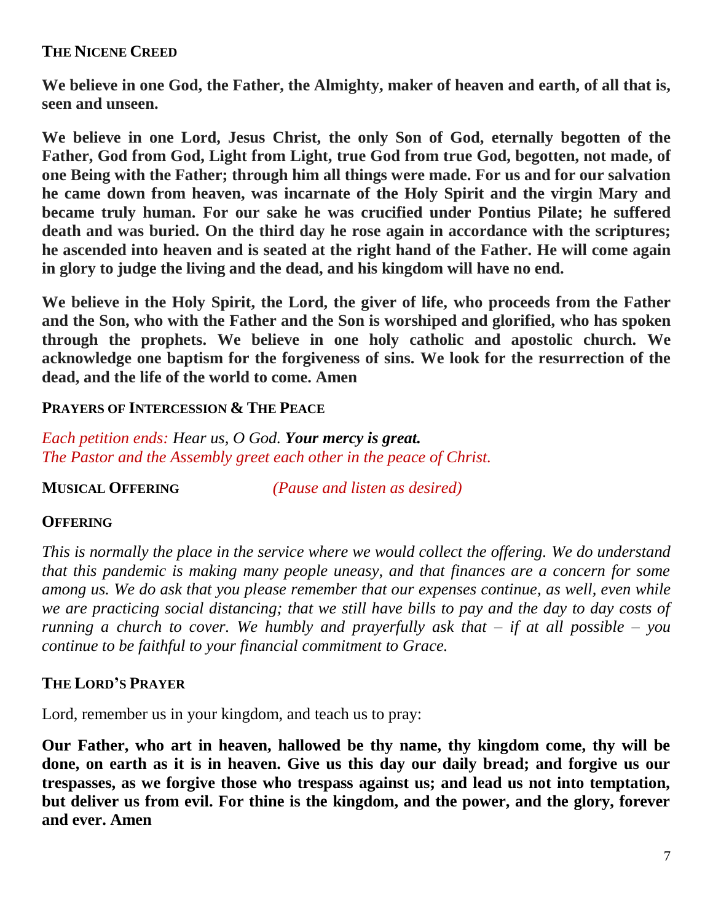## THE NICENE CREED

**We believe in one God, the Father, the Almighty, maker of heaven and earth, of all that is, seen and unseen.**

**We believe in one Lord, Jesus Christ, the only Son of God, eternally begotten of the Father, God from God, Light from Light, true God from true God, begotten, not made, of one Being with the Father; through him all things were made. For us and for our salvation he came down from heaven, was incarnate of the Holy Spirit and the virgin Mary and became truly human. For our sake he was crucified under Pontius Pilate; he suffered death and was buried. On the third day he rose again in accordance with the scriptures; he ascended into heaven and is seated at the right hand of the Father. He will come again in glory to judge the living and the dead, and his kingdom will have no end.**

**We believe in the Holy Spirit, the Lord, the giver of life, who proceeds from the Father and the Son, who with the Father and the Son is worshiped and glorified, who has spoken through the prophets. We believe in one holy catholic and apostolic church. We acknowledge one baptism for the forgiveness of sins. We look for the resurrection of the dead, and the life of the world to come. Amen**

## PRAYERS OF INTERCESSION & THE PEACE

*Each petition ends: Hear us, O God.* ***Your mercy is great.***
*The Pastor and the Assembly greet each other in the peace of Christ.*

## MUSICAL OFFERING *(Pause and listen as desired)*

## OFFERING

*This is normally the place in the service where we would collect the offering. We do understand that this pandemic is making many people uneasy, and that finances are a concern for some among us. We do ask that you please remember that our expenses continue, as well, even while we are practicing social distancing; that we still have bills to pay and the day to day costs of running a church to cover. We humbly and prayerfully ask that – if at all possible – you continue to be faithful to your financial commitment to Grace.*

## THE LORD'S PRAYER

Lord, remember us in your kingdom, and teach us to pray:

**Our Father, who art in heaven, hallowed be thy name, thy kingdom come, thy will be done, on earth as it is in heaven. Give us this day our daily bread; and forgive us our trespasses, as we forgive those who trespass against us; and lead us not into temptation, but deliver us from evil. For thine is the kingdom, and the power, and the glory, forever and ever. Amen**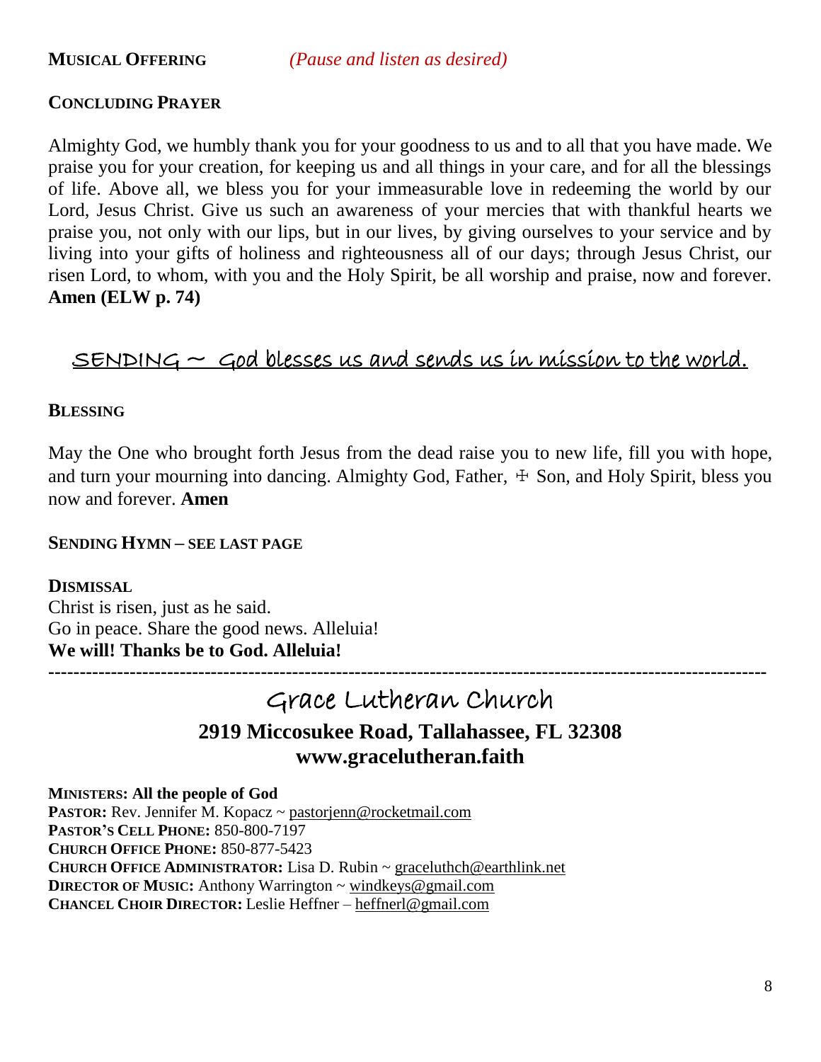**MUSICAL OFFERING** *(Pause and listen as desired)*

**CONCLUDING PRAYER**

Almighty God, we humbly thank you for your goodness to us and to all that you have made. We praise you for your creation, for keeping us and all things in your care, and for all the blessings of life. Above all, we bless you for your immeasurable love in redeeming the world by our Lord, Jesus Christ. Give us such an awareness of your mercies that with thankful hearts we praise you, not only with our lips, but in our lives, by giving ourselves to your service and by living into your gifts of holiness and righteousness all of our days; through Jesus Christ, our risen Lord, to whom, with you and the Holy Spirit, be all worship and praise, now and forever. **Amen (ELW p. 74)**

## SENDING ~ God blesses us and sends us in mission to the world.

**BLESSING**

May the One who brought forth Jesus from the dead raise you to new life, fill you with hope, and turn your mourning into dancing. Almighty God, Father, ☩ Son, and Holy Spirit, bless you now and forever. **Amen**

**SENDING HYMN – SEE LAST PAGE**

**DISMISSAL**
Christ is risen, just as he said.
Go in peace. Share the good news. Alleluia!
**We will! Thanks be to God. Alleluia!**

---

# Grace Lutheran Church

**2919 Miccosukee Road, Tallahassee, FL 32308**
**www.gracelutheran.faith**

**MINISTERS: All the people of God**
**PASTOR:** Rev. Jennifer M. Kopacz ~ pastorjenn@rocketmail.com
**PASTOR'S CELL PHONE:** 850-800-7197
**CHURCH OFFICE PHONE:** 850-877-5423
**CHURCH OFFICE ADMINISTRATOR:** Lisa D. Rubin ~ graceluthch@earthlink.net
**DIRECTOR OF MUSIC:** Anthony Warrington ~ windkeys@gmail.com
**CHANCEL CHOIR DIRECTOR:** Leslie Heffner – heffnerl@gmail.com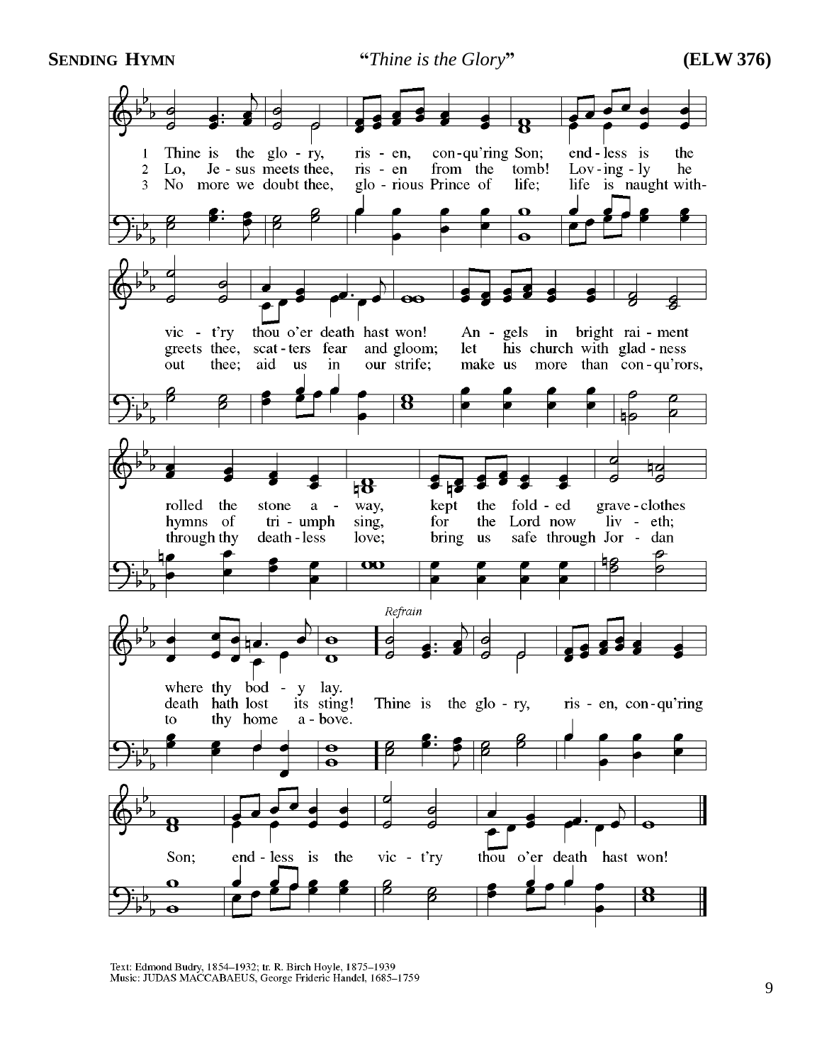**SENDING HYMN** *"Thine is the Glory"* **(ELW 376)**

1 Thine is the glory, risen, conqu'ring Son; endless is the victory thou o'er death hast won! Angels in bright raiment rolled the stone away, kept the folded grave-clothes where thy body lay.

2 Lo, Jesus meets thee, risen from the tomb! Lovingly he greets thee, scatters fear and gloom; let his church with gladness hymns of triumph sing, for the Lord now liveth; death hath lost its sting!

3 No more we doubt thee, glorious Prince of life; life is naught without thee; aid us in our strife; make us more than conqu'rors, through thy deathless love; bring us safe through Jordan to thy home above.

*Refrain*
Thine is the glory, risen, conqu'ring Son; endless is the victory thou o'er death hast won!

Text: Edmond Budry, 1854–1932; tr. R. Birch Hoyle, 1875–1939
Music: JUDAS MACCABAEUS, George Frideric Handel, 1685–1759